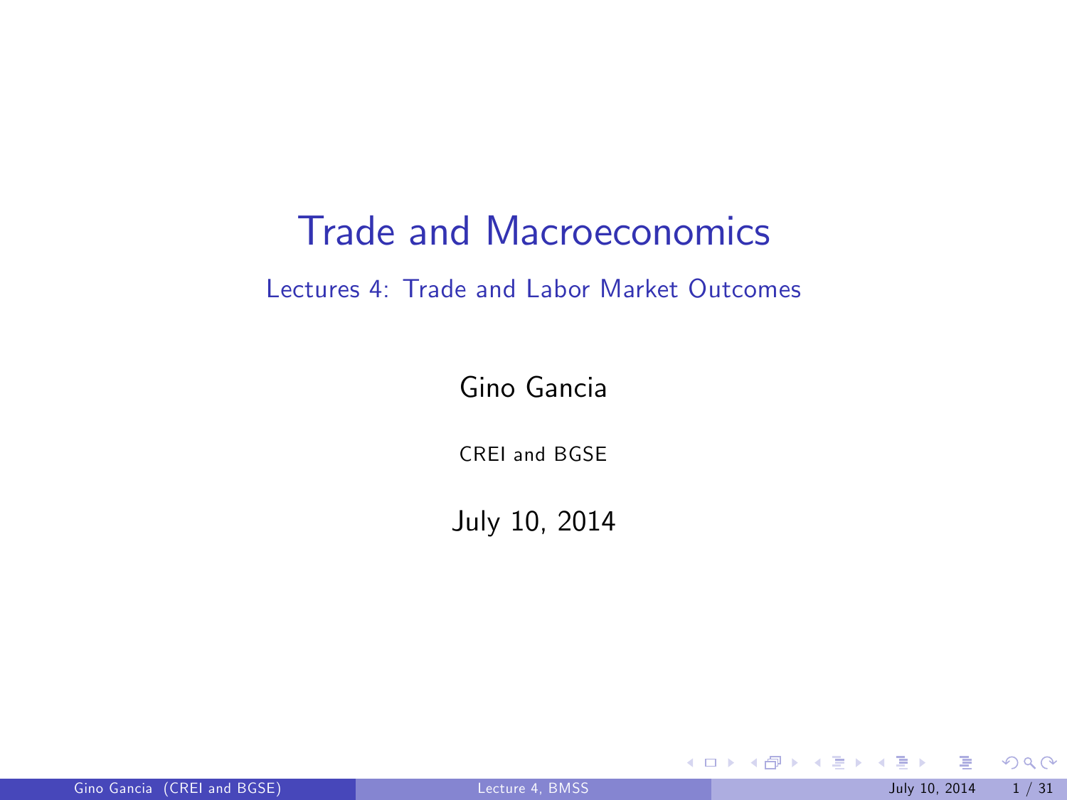# Trade and Macroeconomics

## Lectures 4: Trade and Labor Market Outcomes

Gino Gancia

CREI and BGSE

July 10, 2014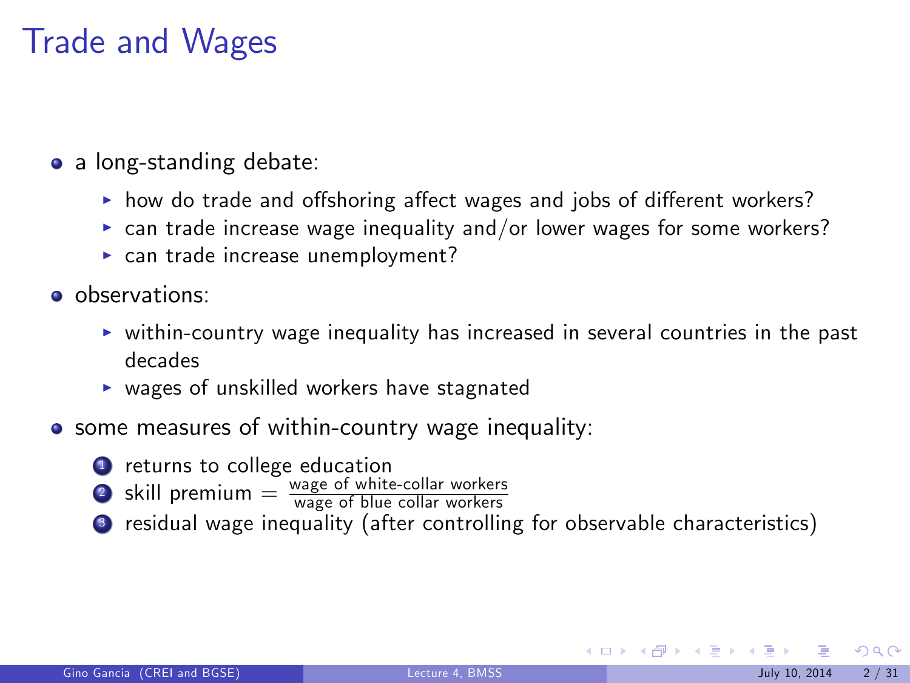# Trade and Wages

- a long-standing debate:
  - how do trade and offshoring affect wages and jobs of different workers?
  - can trade increase wage inequality and/or lower wages for some workers?
  - can trade increase unemployment?
- observations:
  - within-country wage inequality has increased in several countries in the past decades
  - wages of unskilled workers have stagnated
- some measures of within-country wage inequality:
  1. returns to college education
  2. skill premium $= \frac{\text{wage of white-collar workers}}{\text{wage of blue collar workers}}$
  3. residual wage inequality (after controlling for observable characteristics)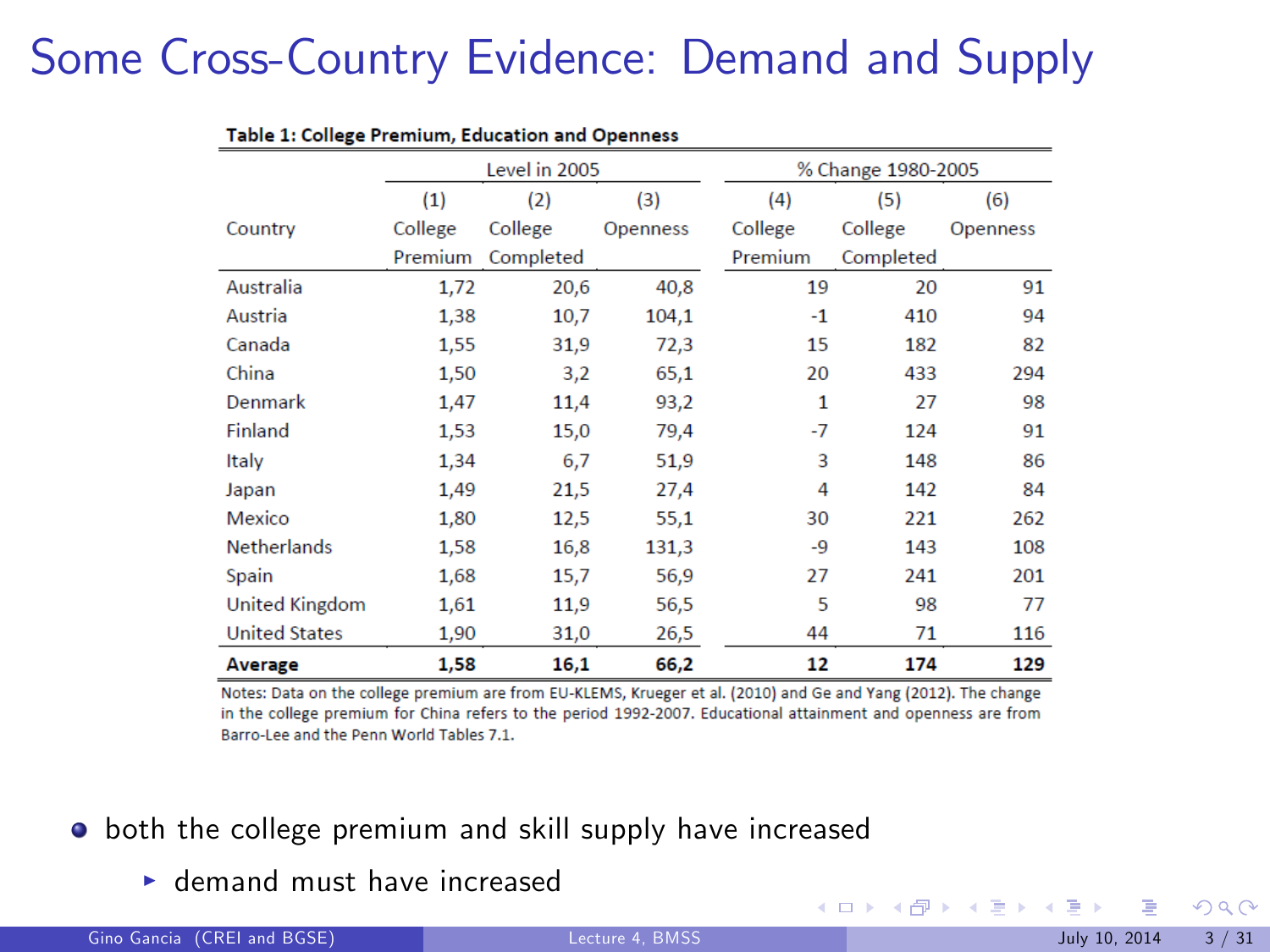# Some Cross-Country Evidence: Demand and Supply

**Table 1: College Premium, Education and Openness**

| | Level in 2005 | | | % Change 1980-2005 | | |
|---|---|---|---|---|---|---|
| | (1) | (2) | (3) | (4) | (5) | (6) |
| Country | College Premium | College Completed | Openness | College Premium | College Completed | Openness |
| Australia | 1,72 | 20,6 | 40,8 | 19 | 20 | 91 |
| Austria | 1,38 | 10,7 | 104,1 | -1 | 410 | 94 |
| Canada | 1,55 | 31,9 | 72,3 | 15 | 182 | 82 |
| China | 1,50 | 3,2 | 65,1 | 20 | 433 | 294 |
| Denmark | 1,47 | 11,4 | 93,2 | 1 | 27 | 98 |
| Finland | 1,53 | 15,0 | 79,4 | -7 | 124 | 91 |
| Italy | 1,34 | 6,7 | 51,9 | 3 | 148 | 86 |
| Japan | 1,49 | 21,5 | 27,4 | 4 | 142 | 84 |
| Mexico | 1,80 | 12,5 | 55,1 | 30 | 221 | 262 |
| Netherlands | 1,58 | 16,8 | 131,3 | -9 | 143 | 108 |
| Spain | 1,68 | 15,7 | 56,9 | 27 | 241 | 201 |
| United Kingdom | 1,61 | 11,9 | 56,5 | 5 | 98 | 77 |
| United States | 1,90 | 31,0 | 26,5 | 44 | 71 | 116 |
| **Average** | **1,58** | **16,1** | **66,2** | **12** | **174** | **129** |

Notes: Data on the college premium are from EU-KLEMS, Krueger et al. (2010) and Ge and Yang (2012). The change in the college premium for China refers to the period 1992-2007. Educational attainment and openness are from Barro-Lee and the Penn World Tables 7.1.

- both the college premium and skill supply have increased
  - demand must have increased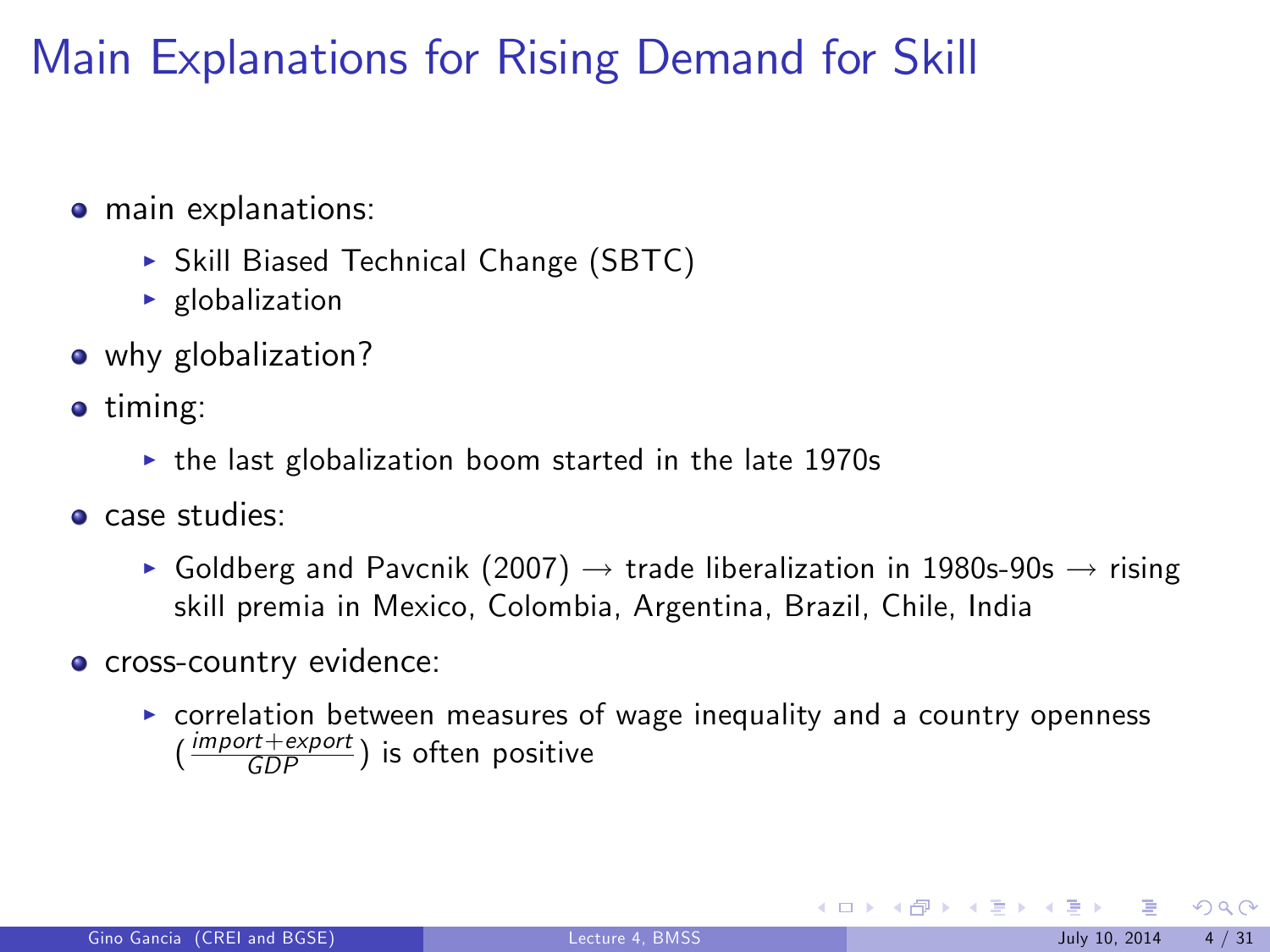# Main Explanations for Rising Demand for Skill

- main explanations:
  - Skill Biased Technical Change (SBTC)
  - globalization
- why globalization?
- timing:
  - the last globalization boom started in the late 1970s
- case studies:
  - Goldberg and Pavcnik (2007) → trade liberalization in 1980s-90s → rising skill premia in Mexico, Colombia, Argentina, Brazil, Chile, India
- cross-country evidence:
  - correlation between measures of wage inequality and a country openness $\left(\frac{import+export}{GDP}\right)$ is often positive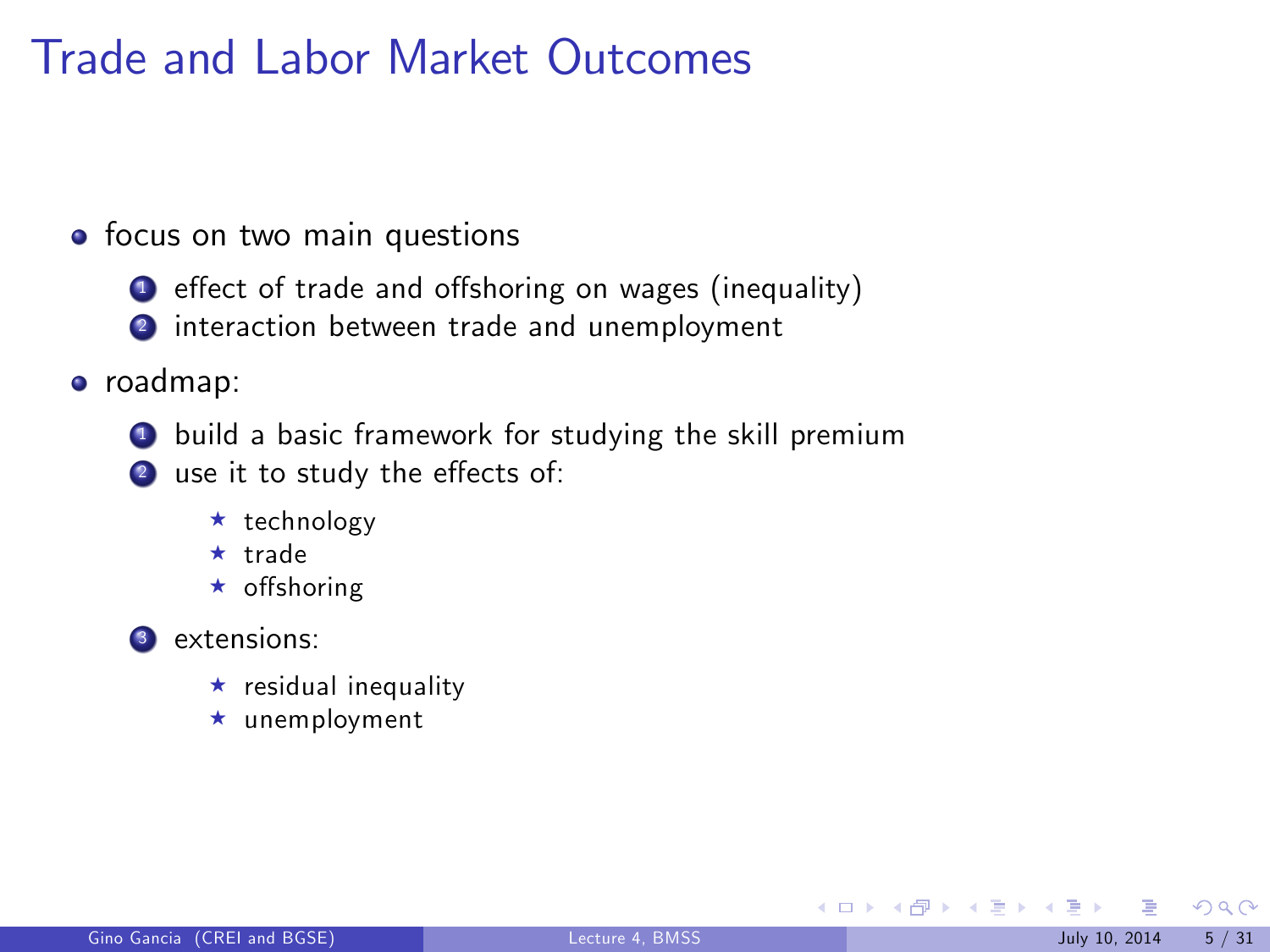# Trade and Labor Market Outcomes

- focus on two main questions
  1. effect of trade and offshoring on wages (inequality)
  2. interaction between trade and unemployment
- roadmap:
  1. build a basic framework for studying the skill premium
  2. use it to study the effects of:
     - technology
     - trade
     - offshoring
  3. extensions:
     - residual inequality
     - unemployment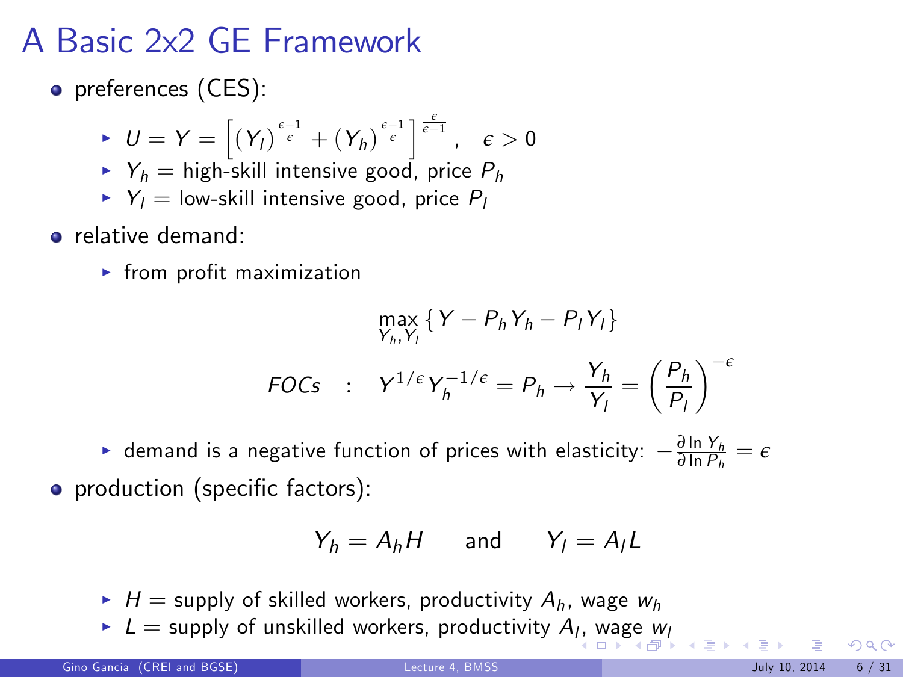# A Basic 2x2 GE Framework

- preferences (CES):
  - $U = Y = \left[ (Y_l)^{\frac{\epsilon-1}{\epsilon}} + (Y_h)^{\frac{\epsilon-1}{\epsilon}} \right]^{\frac{\epsilon}{\epsilon-1}}, \quad \epsilon > 0$
  - $Y_h$ = high-skill intensive good, price $P_h$
  - $Y_l$ = low-skill intensive good, price $P_l$
- relative demand:
  - from profit maximization

$$\max_{Y_h, Y_l} \{ Y - P_h Y_h - P_l Y_l \}$$

$$FOCs \quad : \quad Y^{1/\epsilon} Y_h^{-1/\epsilon} = P_h \rightarrow \frac{Y_h}{Y_l} = \left( \frac{P_h}{P_l} \right)^{-\epsilon}$$

  - demand is a negative function of prices with elasticity: $-\frac{\partial \ln Y_h}{\partial \ln P_h} = \epsilon$
- production (specific factors):

$$Y_h = A_h H \qquad \text{and} \qquad Y_l = A_l L$$

  - $H$ = supply of skilled workers, productivity $A_h$, wage $w_h$
  - $L$ = supply of unskilled workers, productivity $A_l$, wage $w_l$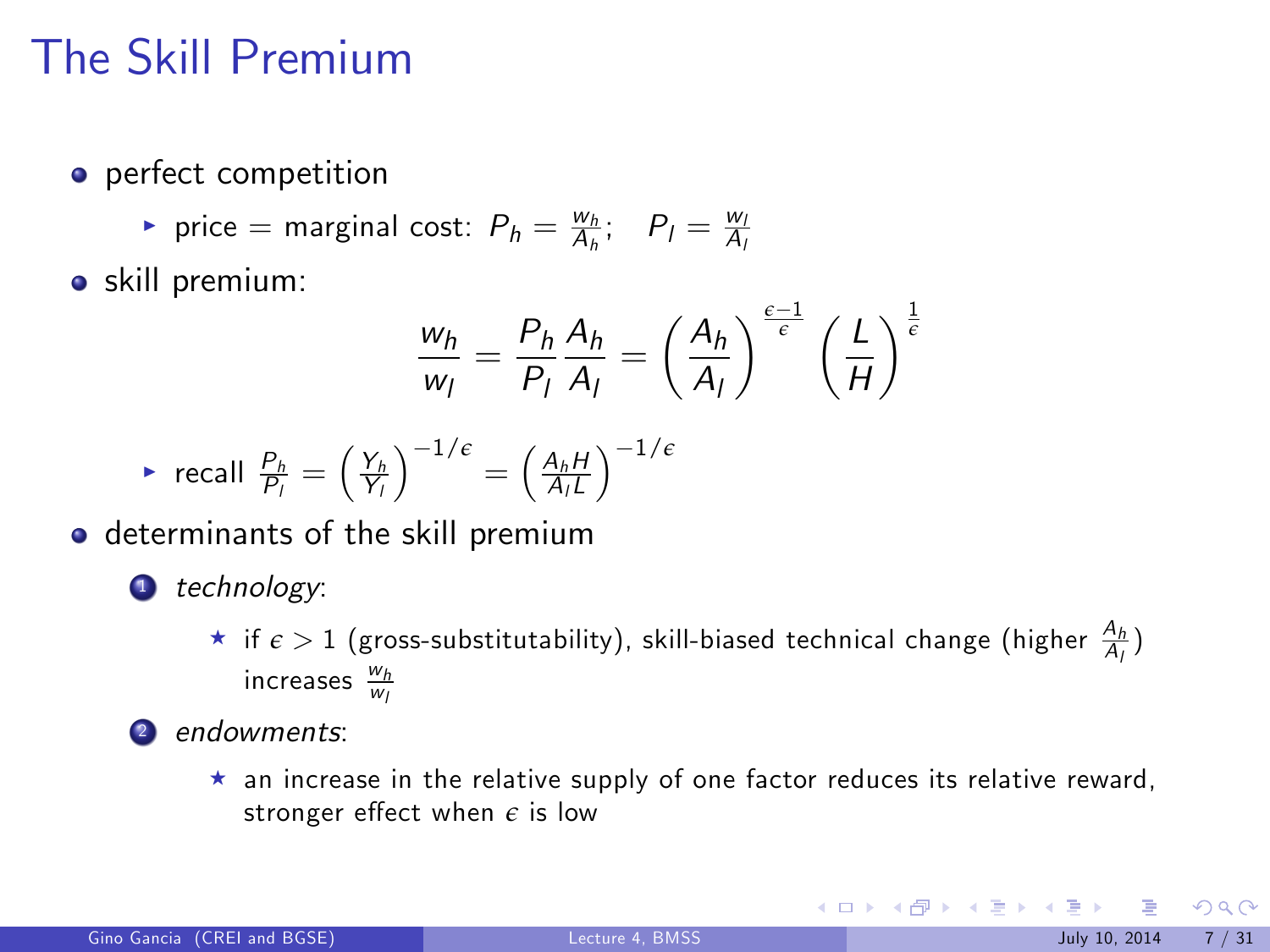# The Skill Premium

- perfect competition
  - price = marginal cost: $P_h = \frac{w_h}{A_h}$; $\quad P_l = \frac{w_l}{A_l}$
- skill premium:

$$\frac{w_h}{w_l} = \frac{P_h}{P_l}\frac{A_h}{A_l} = \left(\frac{A_h}{A_l}\right)^{\frac{\epsilon-1}{\epsilon}} \left(\frac{L}{H}\right)^{\frac{1}{\epsilon}}$$

  - recall $\frac{P_h}{P_l} = \left(\frac{Y_h}{Y_l}\right)^{-1/\epsilon} = \left(\frac{A_h H}{A_l L}\right)^{-1/\epsilon}$
- determinants of the skill premium
  1. *technology*:
     - if $\epsilon > 1$ (gross-substitutability), skill-biased technical change (higher $\frac{A_h}{A_l}$) increases $\frac{w_h}{w_l}$
  2. *endowments*:
     - an increase in the relative supply of one factor reduces its relative reward, stronger effect when $\epsilon$ is low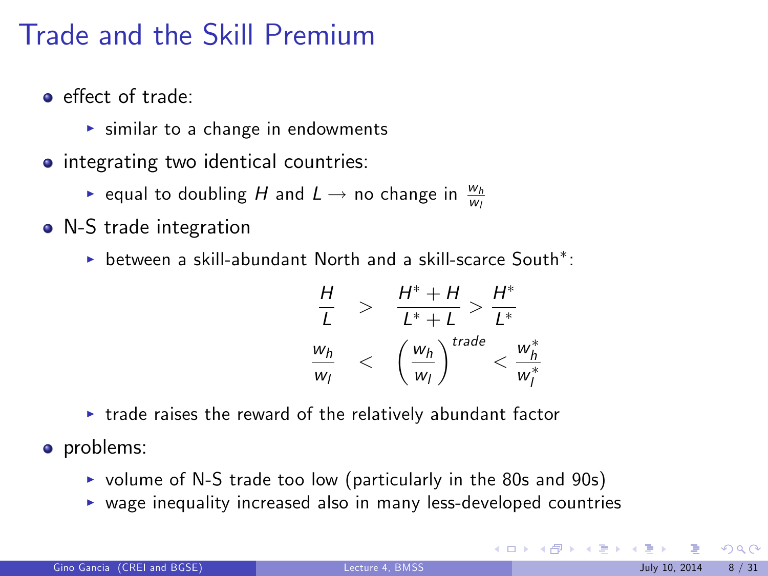# Trade and the Skill Premium

- effect of trade:
  - similar to a change in endowments
- integrating two identical countries:
  - equal to doubling $H$ and $L \rightarrow$ no change in $\frac{w_h}{w_l}$
- N-S trade integration
  - between a skill-abundant North and a skill-scarce South*:

$$
\begin{aligned}
\frac{H}{L} &> \frac{H^* + H}{L^* + L} > \frac{H^*}{L^*} \\
\frac{w_h}{w_l} &< \left(\frac{w_h}{w_l}\right)^{trade} < \frac{w_h^*}{w_l^*}
\end{aligned}
$$

  - trade raises the reward of the relatively abundant factor
- problems:
  - volume of N-S trade too low (particularly in the 80s and 90s)
  - wage inequality increased also in many less-developed countries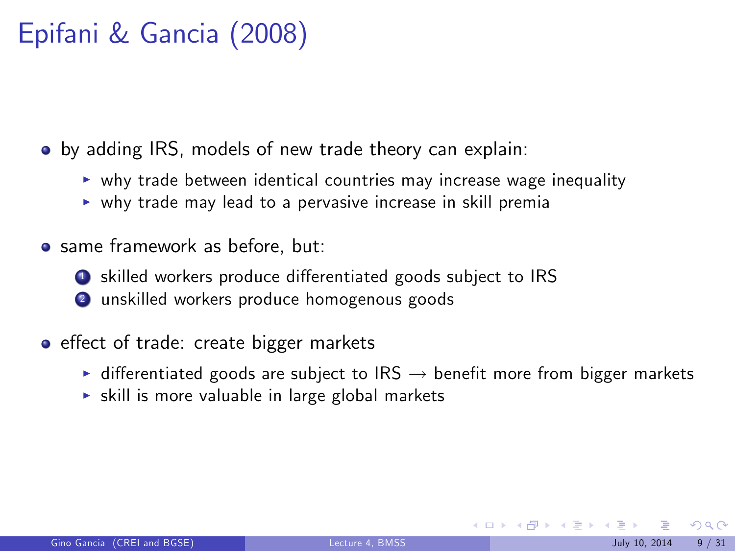# Epifani & Gancia (2008)

- by adding IRS, models of new trade theory can explain:
  - why trade between identical countries may increase wage inequality
  - why trade may lead to a pervasive increase in skill premia
- same framework as before, but:
  1. skilled workers produce differentiated goods subject to IRS
  2. unskilled workers produce homogenous goods
- effect of trade: create bigger markets
  - differentiated goods are subject to IRS $\rightarrow$ benefit more from bigger markets
  - skill is more valuable in large global markets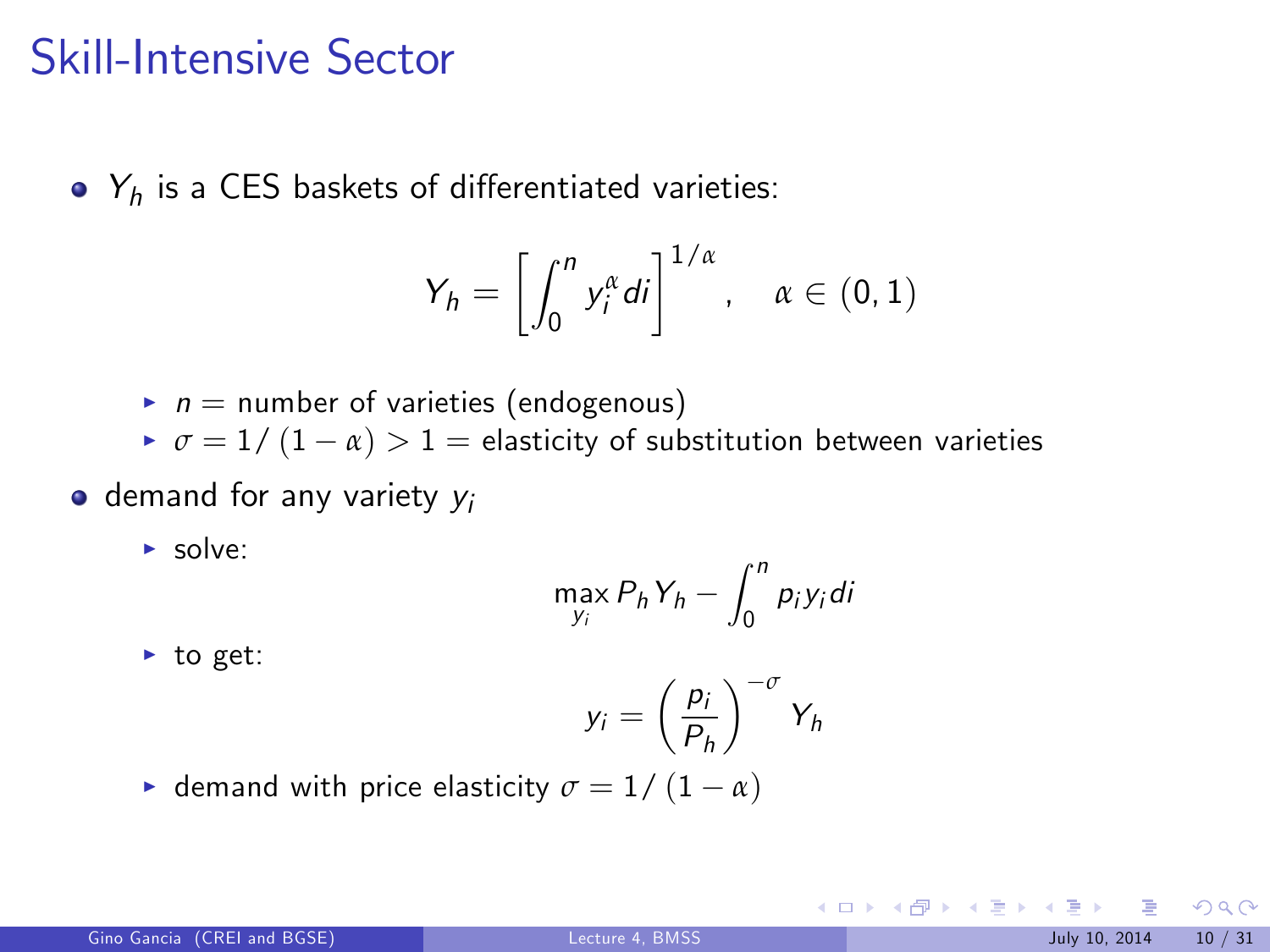# Skill-Intensive Sector

- $Y_h$ is a CES baskets of differentiated varieties:

$$Y_h = \left[ \int_0^n y_i^\alpha di \right]^{1/\alpha}, \quad \alpha \in (0,1)$$

  - $n =$ number of varieties (endogenous)
  - $\sigma = 1/(1-\alpha) > 1 =$ elasticity of substitution between varieties

- demand for any variety $y_i$
  - solve:

$$\max_{y_i} P_h Y_h - \int_0^n p_i y_i di$$

  - to get:

$$y_i = \left( \frac{p_i}{P_h} \right)^{-\sigma} Y_h$$

  - demand with price elasticity $\sigma = 1/(1-\alpha)$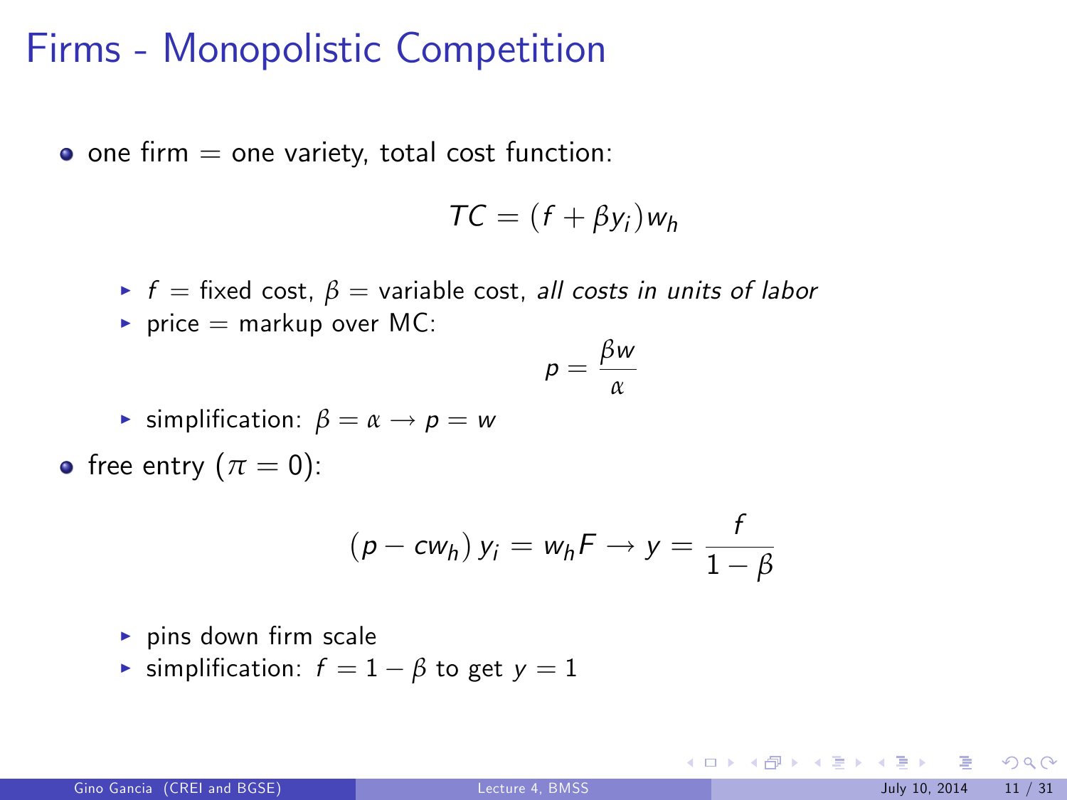# Firms - Monopolistic Competition

- one firm = one variety, total cost function:

$$TC = (f + \beta y_i) w_h$$

  - $f$ = fixed cost, $\beta$ = variable cost, *all costs in units of labor*
  - price = markup over MC:

$$p = \frac{\beta w}{\alpha}$$

  - simplification: $\beta = \alpha \rightarrow p = w$

- free entry ($\pi = 0$):

$$\left(p - cw_h\right) y_i = w_h F \rightarrow y = \frac{f}{1 - \beta}$$

  - pins down firm scale
  - simplification: $f = 1 - \beta$ to get $y = 1$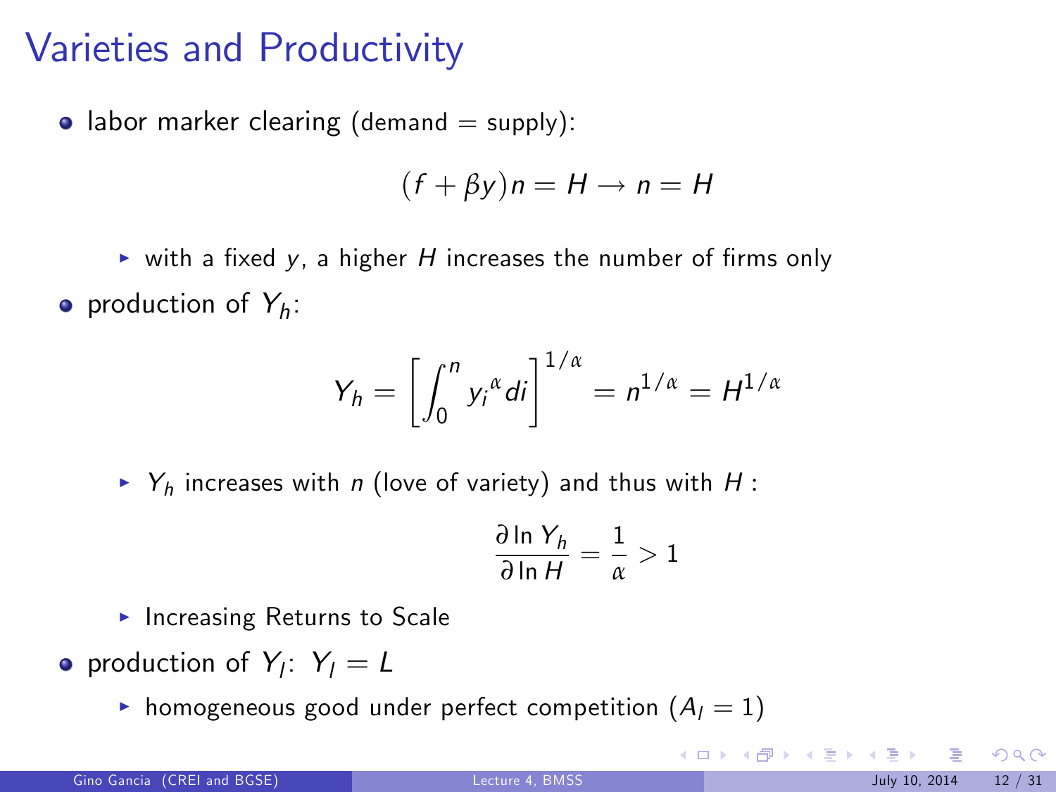# Varieties and Productivity

- labor marker clearing (demand = supply):

$$(f + \beta y)n = H \rightarrow n = H$$

  - with a fixed $y$, a higher $H$ increases the number of firms only

- production of $Y_h$:

$$Y_h = \left[ \int_0^n {y_i}^{\alpha} di \right]^{1/\alpha} = n^{1/\alpha} = H^{1/\alpha}$$

  - $Y_h$ increases with $n$ (love of variety) and thus with $H$ :

$$\frac{\partial \ln Y_h}{\partial \ln H} = \frac{1}{\alpha} > 1$$

  - Increasing Returns to Scale

- production of $Y_l$: $Y_l = L$
  - homogeneous good under perfect competition ($A_l = 1$)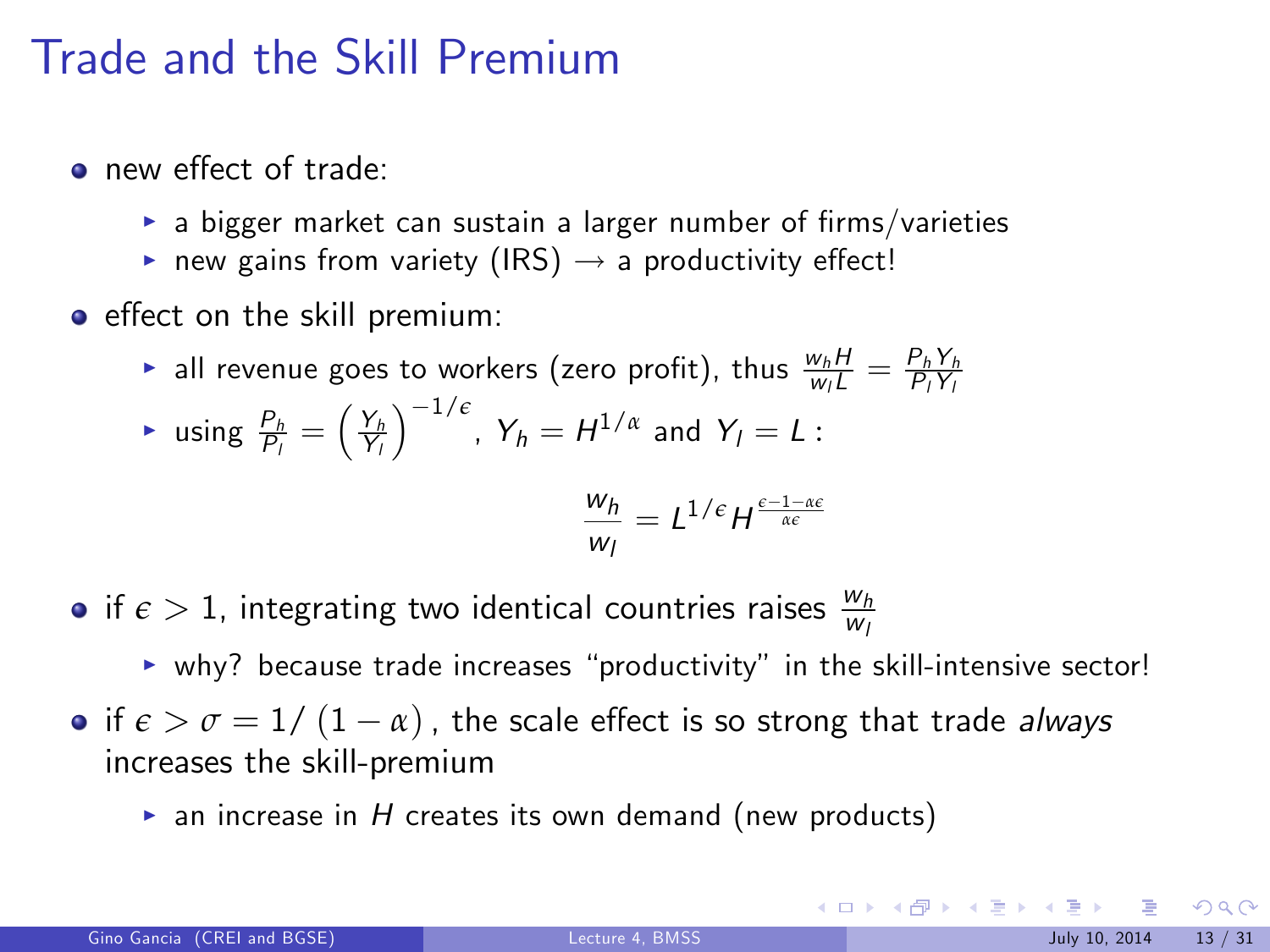# Trade and the Skill Premium

- new effect of trade:
  - a bigger market can sustain a larger number of firms/varieties
  - new gains from variety (IRS) → a productivity effect!
- effect on the skill premium:
  - all revenue goes to workers (zero profit), thus $\frac{w_h H}{w_l L} = \frac{P_h Y_h}{P_l Y_l}$
  - using $\frac{P_h}{P_l} = \left(\frac{Y_h}{Y_l}\right)^{-1/\epsilon}$, $Y_h = H^{1/\alpha}$ and $Y_l = L$ :

$$\frac{w_h}{w_l} = L^{1/\epsilon} H^{\frac{\epsilon-1-\alpha\epsilon}{\alpha\epsilon}}$$

- if $\epsilon > 1$, integrating two identical countries raises $\frac{w_h}{w_l}$
  - why? because trade increases "productivity" in the skill-intensive sector!
- if $\epsilon > \sigma = 1/(1-\alpha)$, the scale effect is so strong that trade *always* increases the skill-premium
  - an increase in $H$ creates its own demand (new products)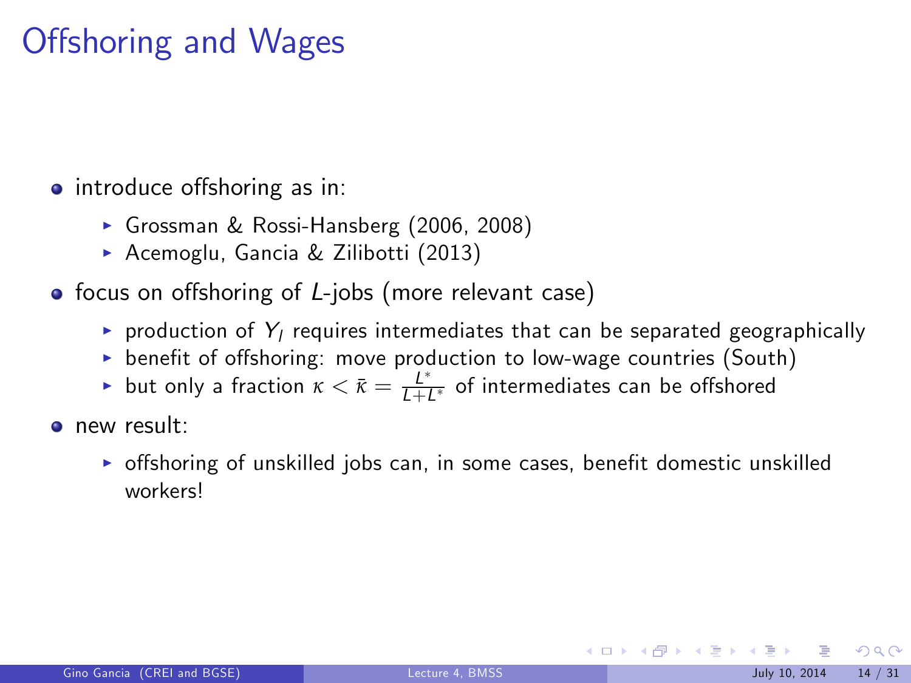# Offshoring and Wages

- introduce offshoring as in:
  - Grossman & Rossi-Hansberg (2006, 2008)
  - Acemoglu, Gancia & Zilibotti (2013)
- focus on offshoring of $L$-jobs (more relevant case)
  - production of $Y_l$ requires intermediates that can be separated geographically
  - benefit of offshoring: move production to low-wage countries (South)
  - but only a fraction $\kappa < \bar{\kappa} = \frac{L^*}{L+L^*}$ of intermediates can be offshored
- new result:
  - offshoring of unskilled jobs can, in some cases, benefit domestic unskilled workers!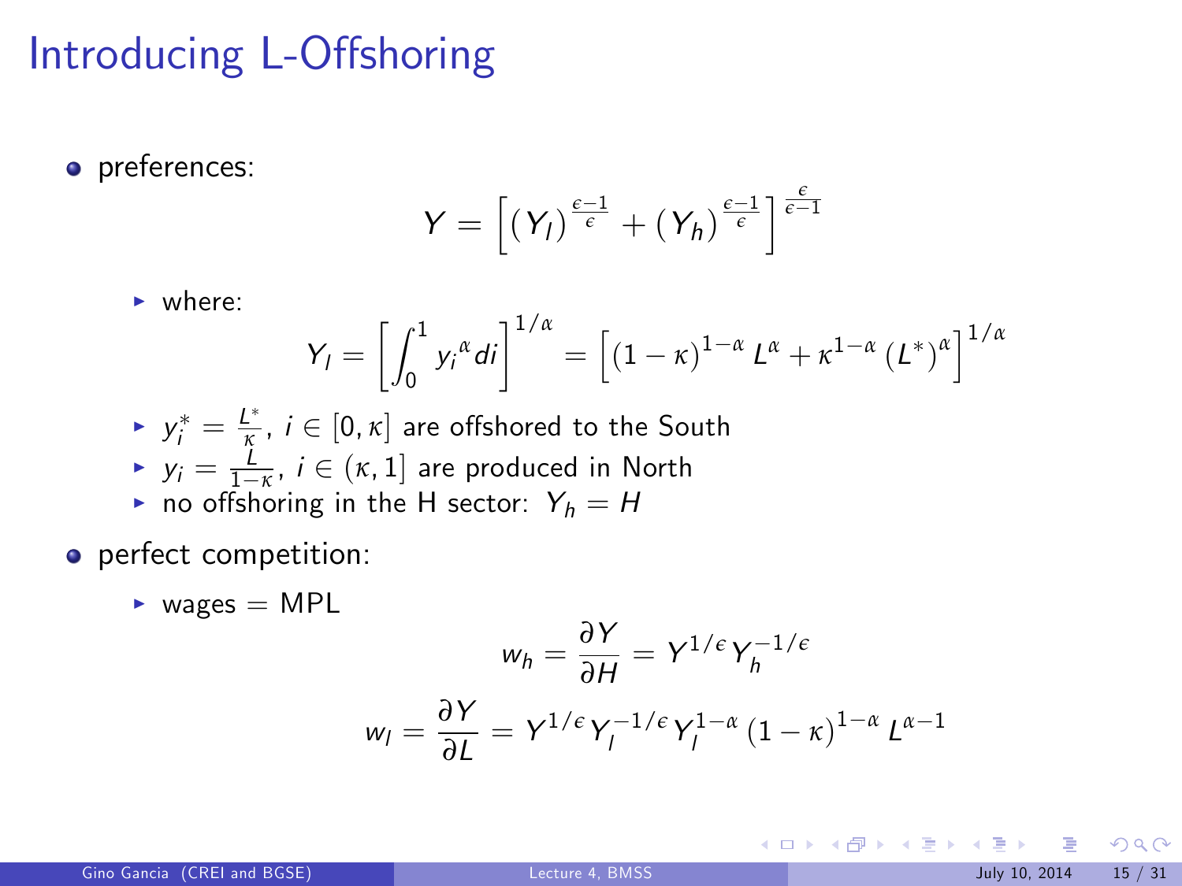# Introducing L-Offshoring

- preferences:

$$Y = \left[ (Y_l)^{\frac{\epsilon-1}{\epsilon}} + (Y_h)^{\frac{\epsilon-1}{\epsilon}} \right]^{\frac{\epsilon}{\epsilon-1}}$$

  - where:

$$Y_l = \left[ \int_0^1 {y_i}^{\alpha} di \right]^{1/\alpha} = \left[ (1-\kappa)^{1-\alpha} L^{\alpha} + \kappa^{1-\alpha} (L^*)^{\alpha} \right]^{1/\alpha}$$

  - $y_i^* = \frac{L^*}{\kappa}$, $i \in [0, \kappa]$ are offshored to the South
  - $y_i = \frac{L}{1-\kappa}$, $i \in (\kappa, 1]$ are produced in North
  - no offshoring in the H sector: $Y_h = H$

- perfect competition:

  - wages = MPL

$$w_h = \frac{\partial Y}{\partial H} = Y^{1/\epsilon} Y_h^{-1/\epsilon}$$

$$w_l = \frac{\partial Y}{\partial L} = Y^{1/\epsilon} Y_l^{-1/\epsilon} Y_l^{1-\alpha} (1-\kappa)^{1-\alpha} L^{\alpha-1}$$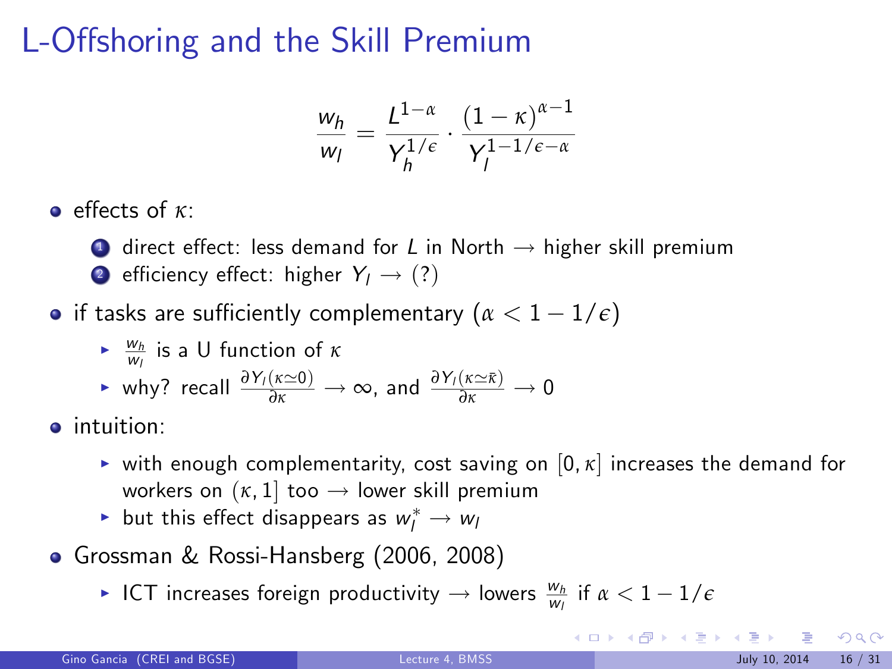# L-Offshoring and the Skill Premium

$$\frac{w_h}{w_l} = \frac{L^{1-\alpha}}{Y_h^{1/\epsilon}} \cdot \frac{(1-\kappa)^{\alpha-1}}{Y_l^{1-1/\epsilon-\alpha}}$$

- effects of $\kappa$:
  1. direct effect: less demand for $L$ in North $\rightarrow$ higher skill premium
  2. efficiency effect: higher $Y_l \rightarrow$ (?)
- if tasks are sufficiently complementary ($\alpha < 1 - 1/\epsilon$)
  - $\frac{w_h}{w_l}$ is a U function of $\kappa$
  - why? recall $\frac{\partial Y_l(\kappa \simeq 0)}{\partial \kappa} \rightarrow \infty$, and $\frac{\partial Y_l(\kappa \simeq \bar{\kappa})}{\partial \kappa} \rightarrow 0$
- intuition:
  - with enough complementarity, cost saving on $[0, \kappa]$ increases the demand for workers on $(\kappa, 1]$ too $\rightarrow$ lower skill premium
  - but this effect disappears as $w_l^* \rightarrow w_l$
- Grossman & Rossi-Hansberg (2006, 2008)
  - ICT increases foreign productivity $\rightarrow$ lowers $\frac{w_h}{w_l}$ if $\alpha < 1 - 1/\epsilon$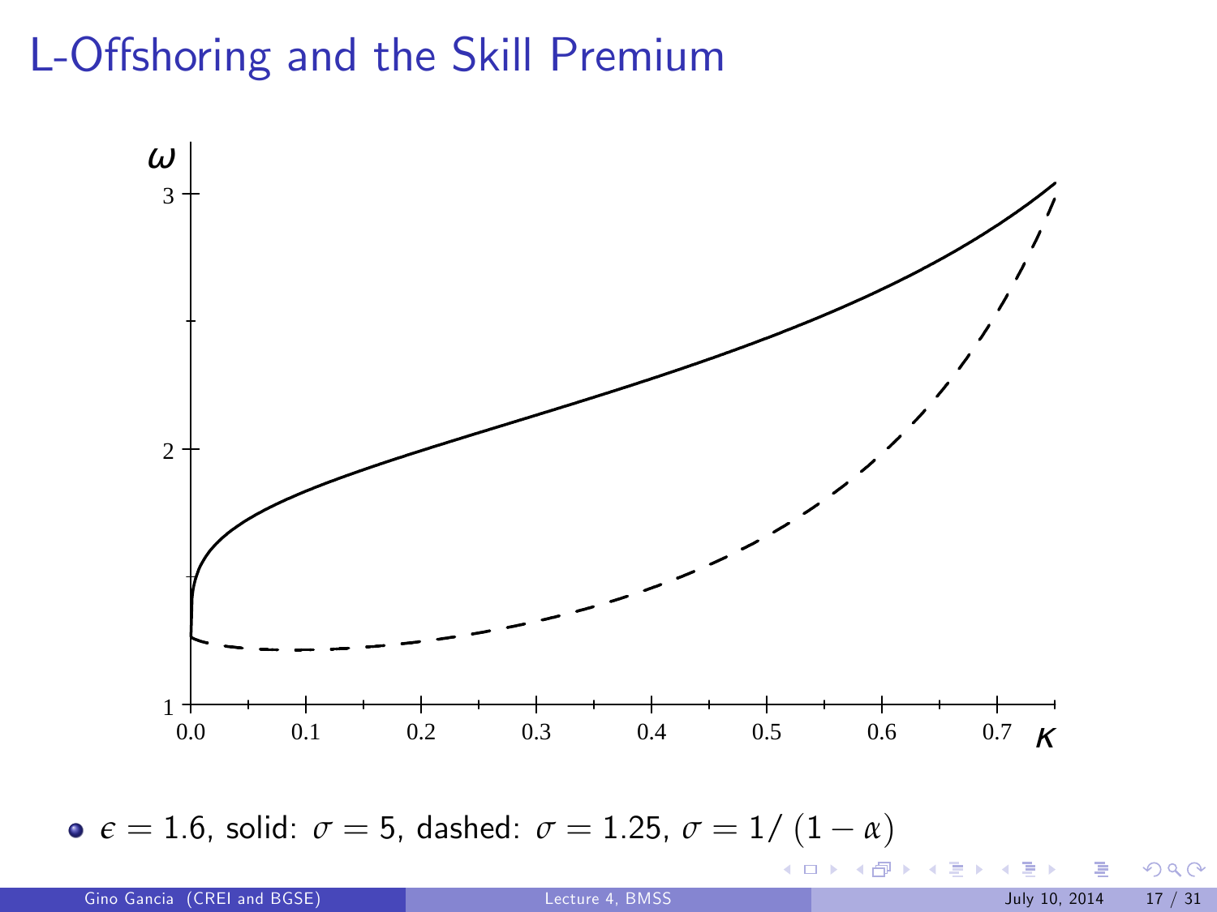# L-Offshoring and the Skill Premium

- $\epsilon = 1.6$, solid: $\sigma = 5$, dashed: $\sigma = 1.25$, $\sigma = 1/(1-\alpha)$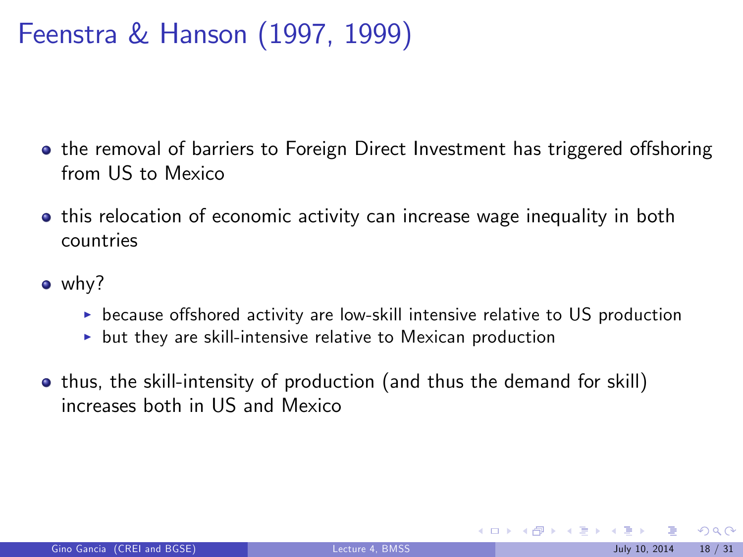# Feenstra & Hanson (1997, 1999)

- the removal of barriers to Foreign Direct Investment has triggered offshoring from US to Mexico
- this relocation of economic activity can increase wage inequality in both countries
- why?
  - because offshored activity are low-skill intensive relative to US production
  - but they are skill-intensive relative to Mexican production
- thus, the skill-intensity of production (and thus the demand for skill) increases both in US and Mexico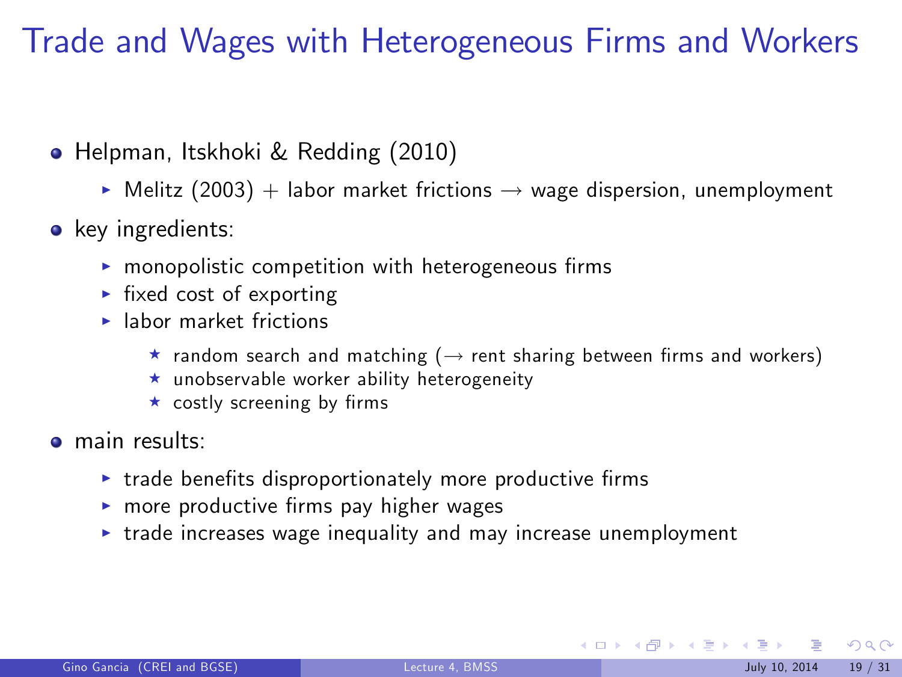# Trade and Wages with Heterogeneous Firms and Workers

- Helpman, Itskhoki & Redding (2010)
  - Melitz (2003) + labor market frictions → wage dispersion, unemployment
- key ingredients:
  - monopolistic competition with heterogeneous firms
  - fixed cost of exporting
  - labor market frictions
    - random search and matching (→ rent sharing between firms and workers)
    - unobservable worker ability heterogeneity
    - costly screening by firms
- main results:
  - trade benefits disproportionately more productive firms
  - more productive firms pay higher wages
  - trade increases wage inequality and may increase unemployment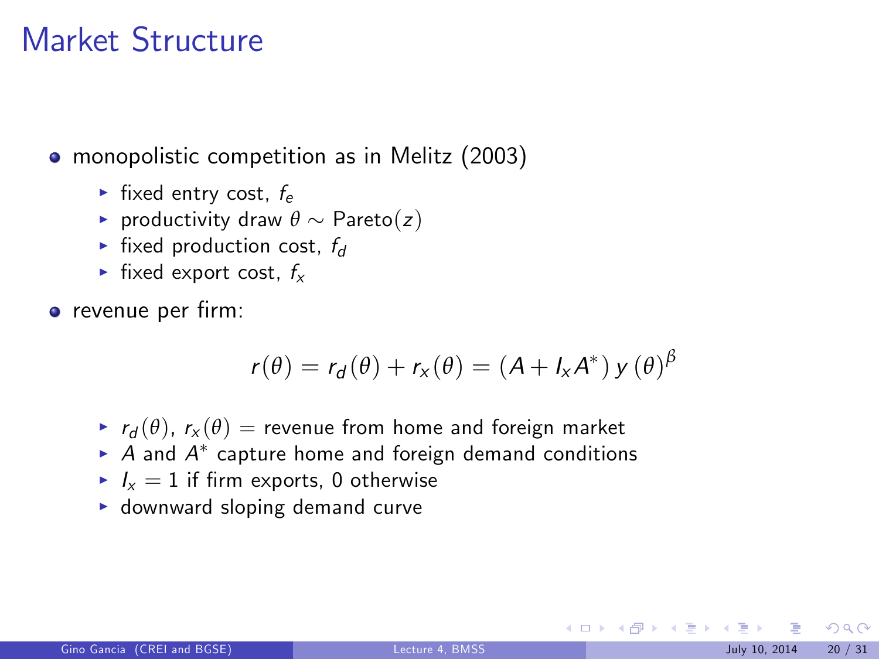# Market Structure

- monopolistic competition as in Melitz (2003)
  - fixed entry cost, $f_e$
  - productivity draw $\theta \sim \text{Pareto}(z)$
  - fixed production cost, $f_d$
  - fixed export cost, $f_x$
- revenue per firm:

$$r(\theta) = r_d(\theta) + r_x(\theta) = (A + I_x A^*)\, y(\theta)^{\beta}$$

  - $r_d(\theta)$, $r_x(\theta)$ = revenue from home and foreign market
  - $A$ and $A^*$ capture home and foreign demand conditions
  - $I_x = 1$ if firm exports, 0 otherwise
  - downward sloping demand curve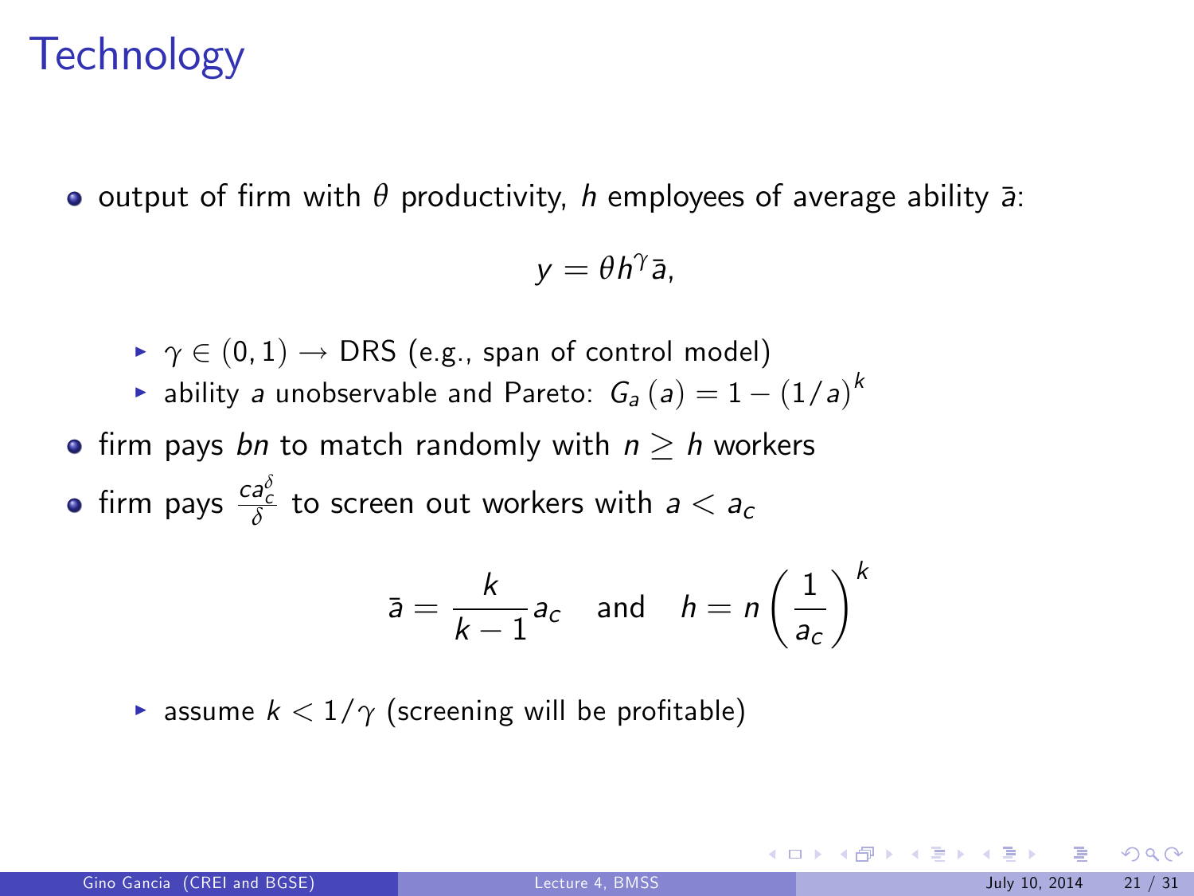# Technology

- output of firm with $\theta$ productivity, $h$ employees of average ability $\bar{a}$:

$$y = \theta h^{\gamma} \bar{a},$$

  - $\gamma \in (0, 1) \rightarrow$ DRS (e.g., span of control model)
  - ability $a$ unobservable and Pareto: $G_a(a) = 1 - (1/a)^k$

- firm pays $bn$ to match randomly with $n \geq h$ workers
- firm pays $\frac{c a_c^{\delta}}{\delta}$ to screen out workers with $a < a_c$

$$\bar{a} = \frac{k}{k-1} a_c \quad \text{and} \quad h = n \left( \frac{1}{a_c} \right)^k$$

  - assume $k < 1/\gamma$ (screening will be profitable)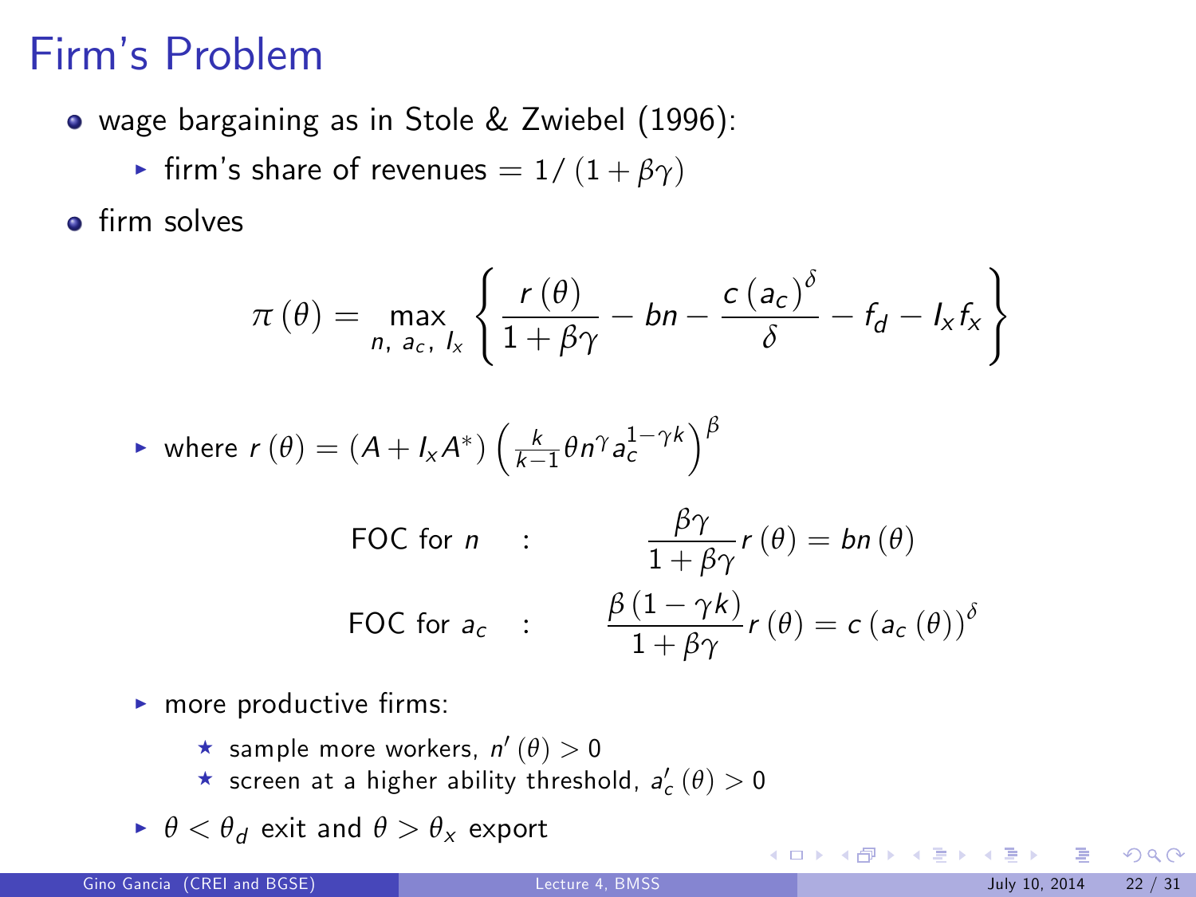# Firm's Problem

- wage bargaining as in Stole & Zwiebel (1996):
  - firm's share of revenues $= 1/(1+\beta\gamma)$
- firm solves

$$\pi(\theta) = \max_{n,\, a_c,\, I_x} \left\{ \frac{r(\theta)}{1+\beta\gamma} - bn - \frac{c\,(a_c)^{\delta}}{\delta} - f_d - I_x f_x \right\}$$

  - where $r(\theta) = (A + I_x A^*) \left( \frac{k}{k-1} \theta n^{\gamma} a_c^{1-\gamma k} \right)^{\beta}$

$$\text{FOC for } n \quad : \quad \frac{\beta\gamma}{1+\beta\gamma} r(\theta) = bn(\theta)$$

$$\text{FOC for } a_c \quad : \quad \frac{\beta(1-\gamma k)}{1+\beta\gamma} r(\theta) = c\,(a_c(\theta))^{\delta}$$

  - more productive firms:
    - sample more workers, $n'(\theta) > 0$
    - screen at a higher ability threshold, $a_c'(\theta) > 0$
  - $\theta < \theta_d$ exit and $\theta > \theta_x$ export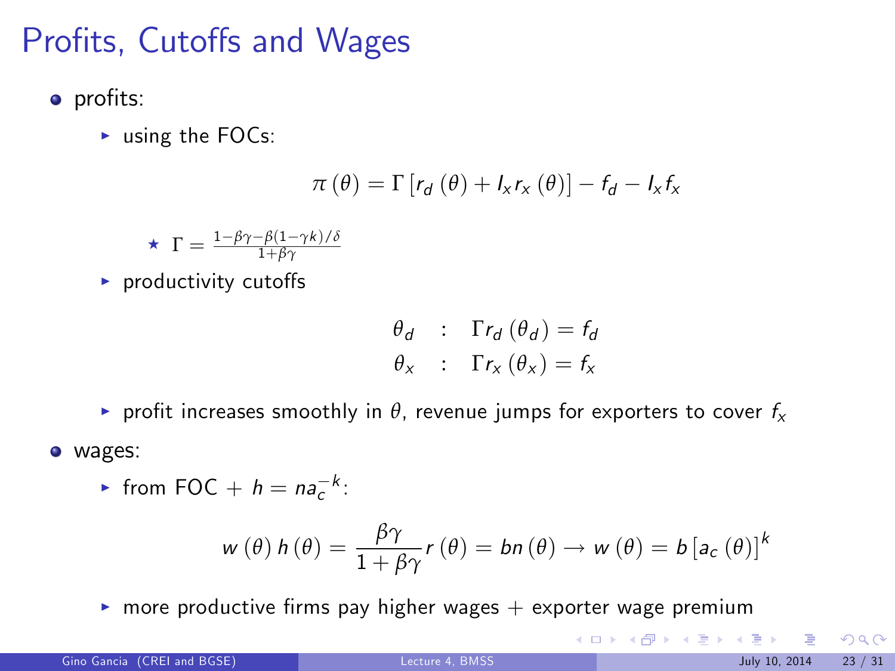# Profits, Cutoffs and Wages

- profits:
  - using the FOCs:

$$\pi(\theta) = \Gamma\left[r_d(\theta) + I_x r_x(\theta)\right] - f_d - I_x f_x$$

    - $\Gamma = \frac{1-\beta\gamma-\beta(1-\gamma k)/\delta}{1+\beta\gamma}$
  - productivity cutoffs

$$\begin{aligned} \theta_d &: \quad \Gamma r_d(\theta_d) = f_d \\ \theta_x &: \quad \Gamma r_x(\theta_x) = f_x \end{aligned}$$

  - profit increases smoothly in $\theta$, revenue jumps for exporters to cover $f_x$
- wages:
  - from FOC + $h = na_c^{-k}$:

$$w(\theta)h(\theta) = \frac{\beta\gamma}{1+\beta\gamma}r(\theta) = bn(\theta) \rightarrow w(\theta) = b\left[a_c(\theta)\right]^k$$

  - more productive firms pay higher wages + exporter wage premium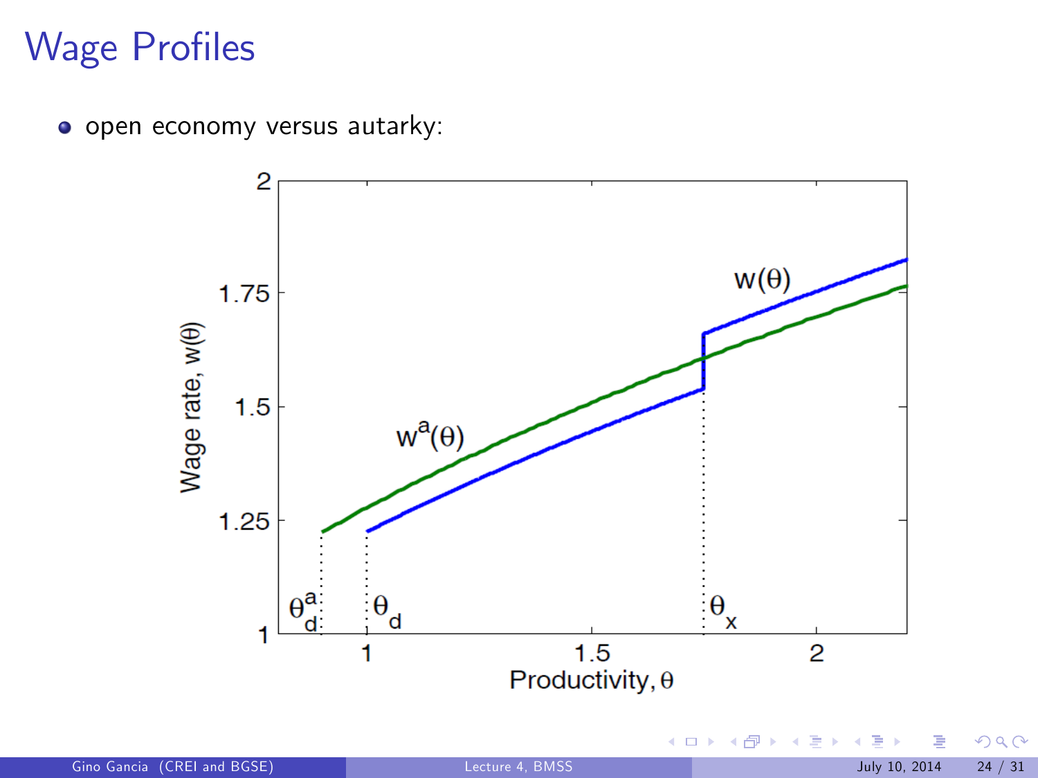# Wage Profiles

- open economy versus autarky: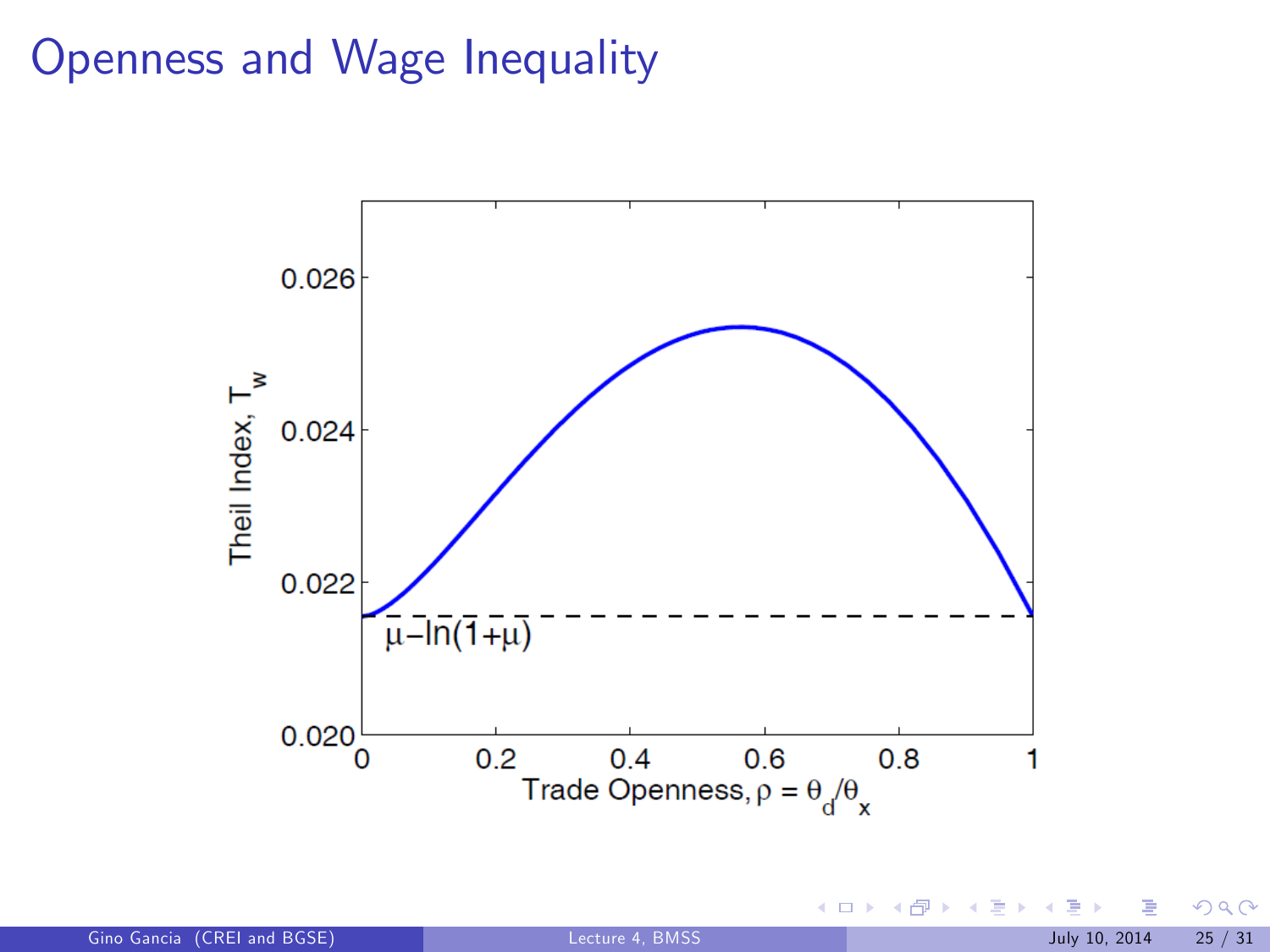# Openness and Wage Inequality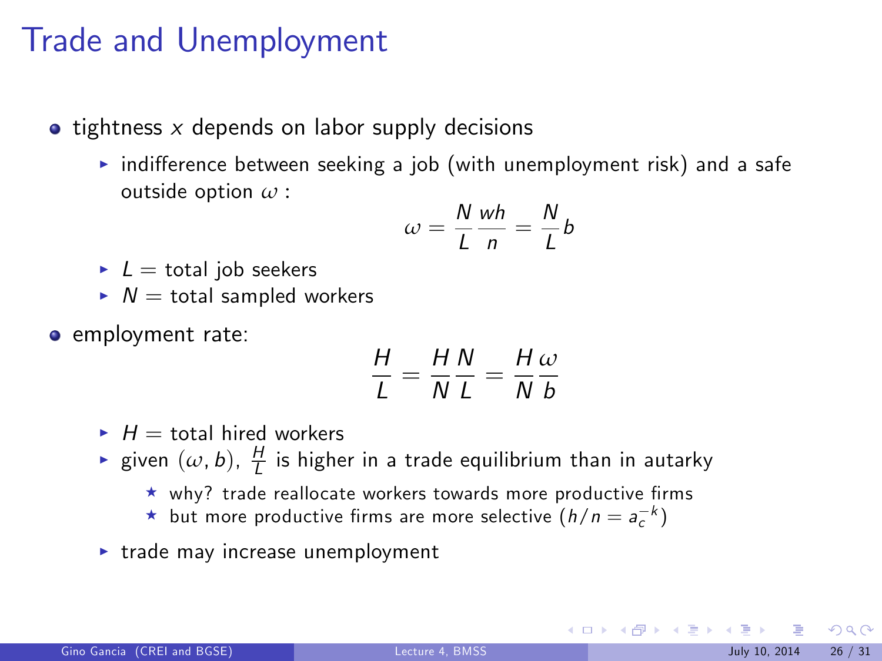# Trade and Unemployment

- tightness $x$ depends on labor supply decisions
  - indifference between seeking a job (with unemployment risk) and a safe outside option $\omega$ :

$$\omega = \frac{N}{L}\frac{wh}{n} = \frac{N}{L}b$$

  - $L$ = total job seekers
  - $N$ = total sampled workers
- employment rate:

$$\frac{H}{L} = \frac{H}{N}\frac{N}{L} = \frac{H}{N}\frac{\omega}{b}$$

  - $H$ = total hired workers
  - given $(\omega, b)$, $\frac{H}{L}$ is higher in a trade equilibrium than in autarky
    - why? trade reallocate workers towards more productive firms
    - but more productive firms are more selective $(h/n = a_c^{-k})$
  - trade may increase unemployment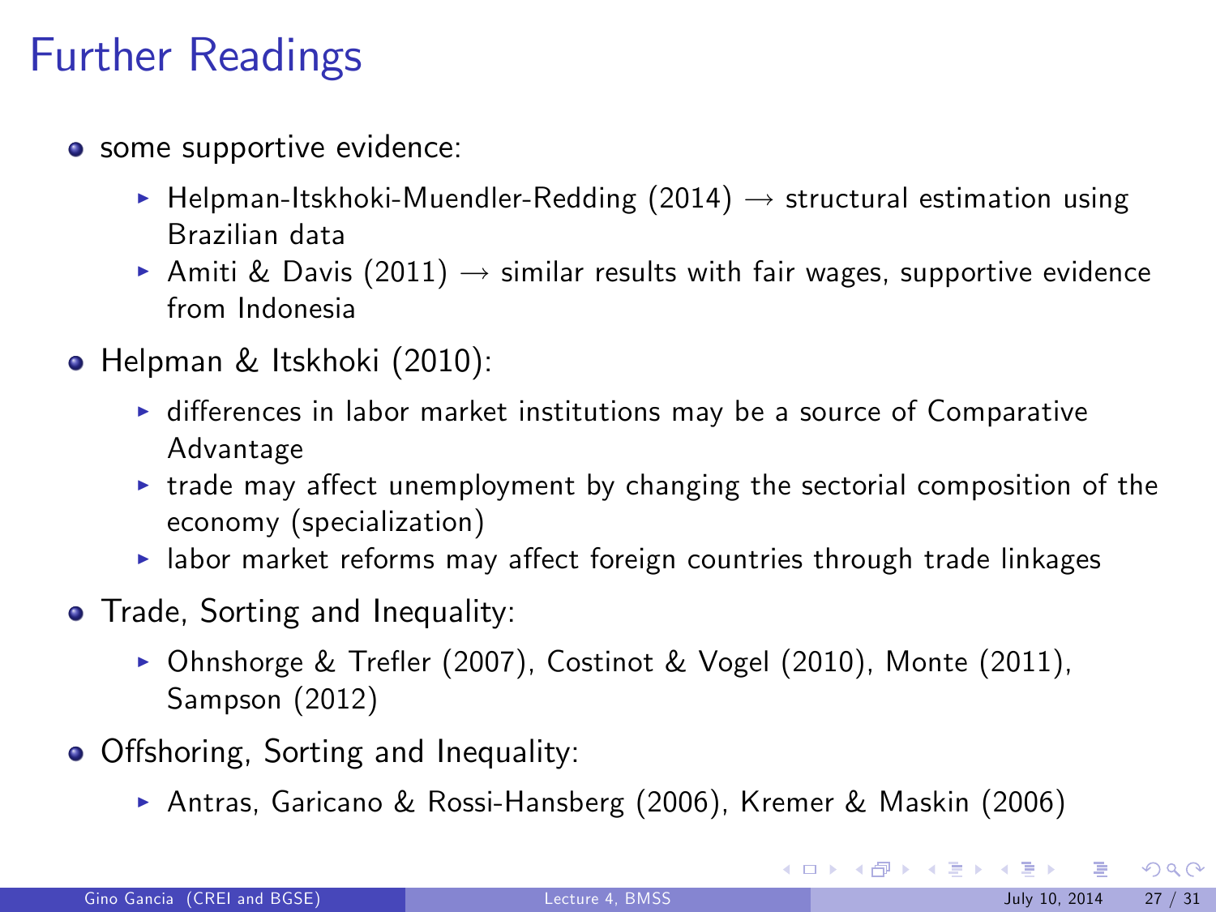# Further Readings

- some supportive evidence:
  - Helpman-Itskhoki-Muendler-Redding (2014) → structural estimation using Brazilian data
  - Amiti & Davis (2011) → similar results with fair wages, supportive evidence from Indonesia
- Helpman & Itskhoki (2010):
  - differences in labor market institutions may be a source of Comparative Advantage
  - trade may affect unemployment by changing the sectorial composition of the economy (specialization)
  - labor market reforms may affect foreign countries through trade linkages
- Trade, Sorting and Inequality:
  - Ohnshorge & Trefler (2007), Costinot & Vogel (2010), Monte (2011), Sampson (2012)
- Offshoring, Sorting and Inequality:
  - Antras, Garicano & Rossi-Hansberg (2006), Kremer & Maskin (2006)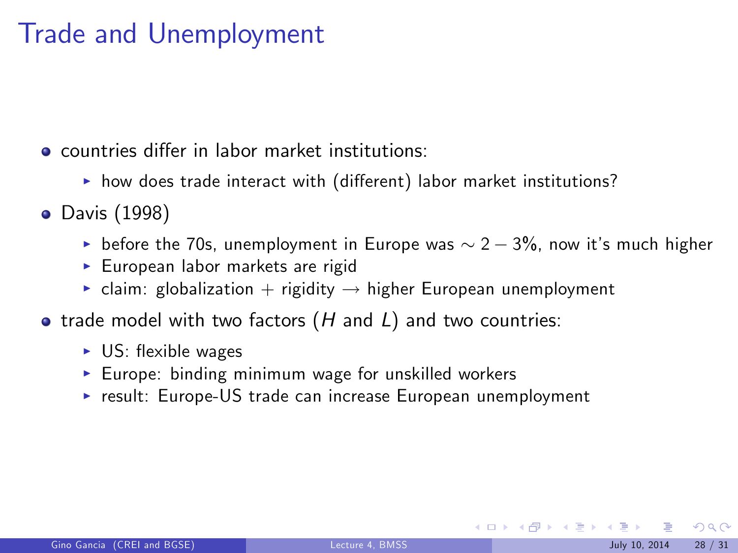# Trade and Unemployment

- countries differ in labor market institutions:
  - how does trade interact with (different) labor market institutions?
- Davis (1998)
  - before the 70s, unemployment in Europe was $\sim 2-3\%$, now it's much higher
  - European labor markets are rigid
  - claim: globalization + rigidity $\rightarrow$ higher European unemployment
- trade model with two factors ($H$ and $L$) and two countries:
  - US: flexible wages
  - Europe: binding minimum wage for unskilled workers
  - result: Europe-US trade can increase European unemployment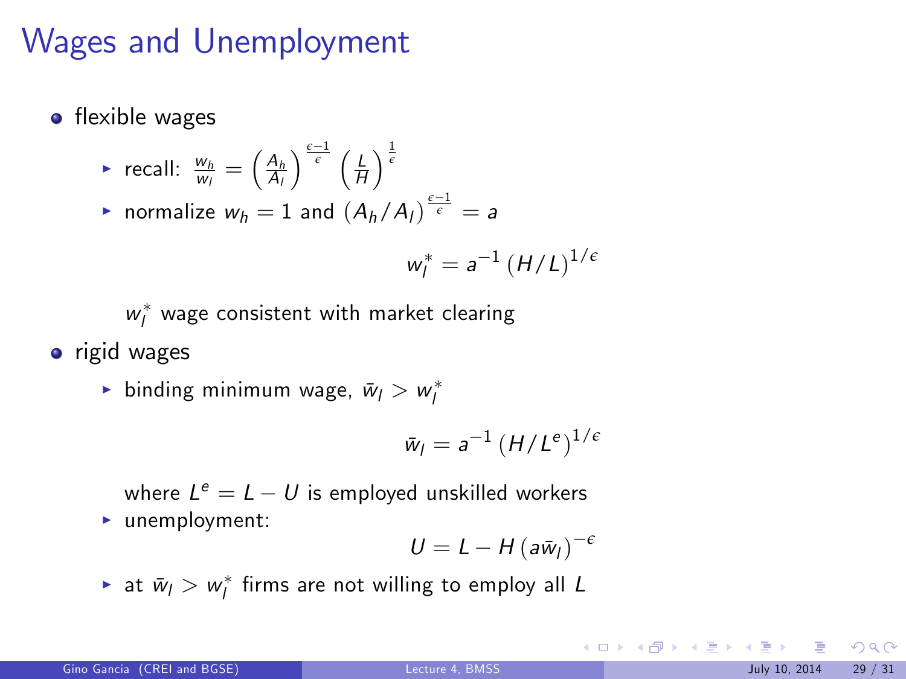# Wages and Unemployment

- flexible wages
  - recall: $\frac{w_h}{w_l} = \left(\frac{A_h}{A_l}\right)^{\frac{\epsilon-1}{\epsilon}} \left(\frac{L}{H}\right)^{\frac{1}{\epsilon}}$
  - normalize $w_h = 1$ and $(A_h/A_l)^{\frac{\epsilon-1}{\epsilon}} = a$

$$w_l^* = a^{-1} (H/L)^{1/\epsilon}$$

  $w_l^*$ wage consistent with market clearing

- rigid wages
  - binding minimum wage, $\bar{w}_l > w_l^*$

$$\bar{w}_l = a^{-1} (H/L^e)^{1/\epsilon}$$

  where $L^e = L - U$ is employed unskilled workers

  - unemployment:

$$U = L - H (a\bar{w}_l)^{-\epsilon}$$

  - at $\bar{w}_l > w_l^*$ firms are not willing to employ all $L$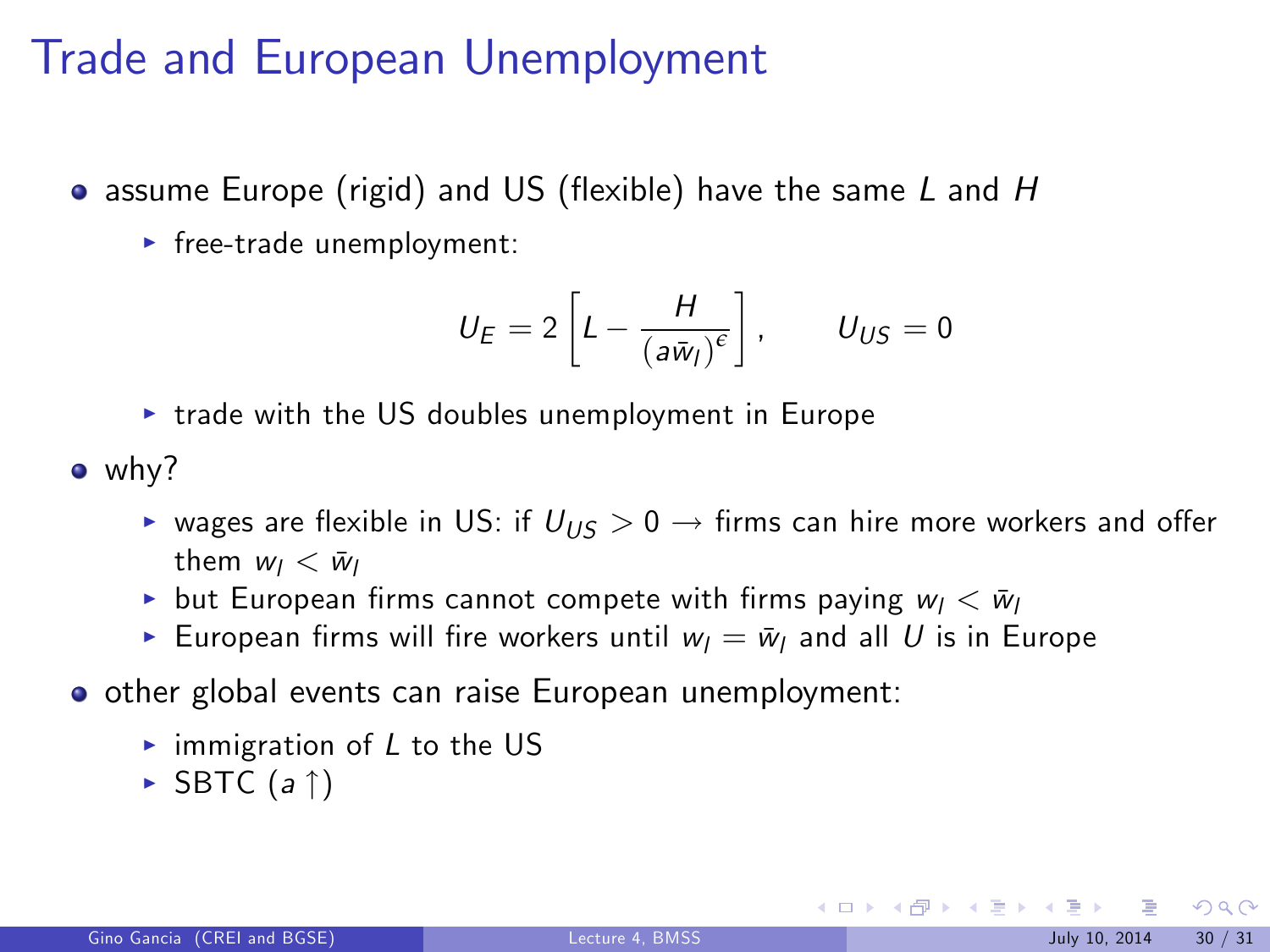# Trade and European Unemployment

- assume Europe (rigid) and US (flexible) have the same $L$ and $H$
  - free-trade unemployment:

$$U_E = 2\left[L - \frac{H}{(a\bar{w}_l)^{\epsilon}}\right], \qquad U_{US} = 0$$

  - trade with the US doubles unemployment in Europe
- why?
  - wages are flexible in US: if $U_{US} > 0 \rightarrow$ firms can hire more workers and offer them $w_l < \bar{w}_l$
  - but European firms cannot compete with firms paying $w_l < \bar{w}_l$
  - European firms will fire workers until $w_l = \bar{w}_l$ and all $U$ is in Europe
- other global events can raise European unemployment:
  - immigration of $L$ to the US
  - SBTC ($a \uparrow$)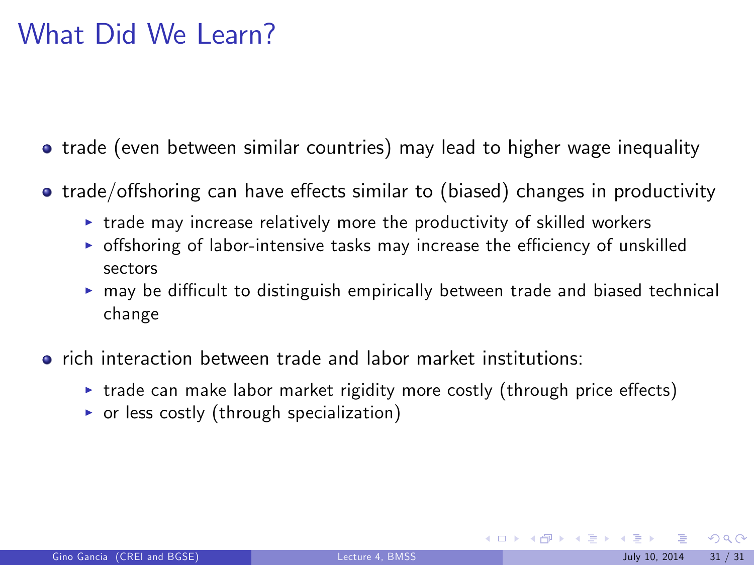# What Did We Learn?

- trade (even between similar countries) may lead to higher wage inequality
- trade/offshoring can have effects similar to (biased) changes in productivity
  - trade may increase relatively more the productivity of skilled workers
  - offshoring of labor-intensive tasks may increase the efficiency of unskilled sectors
  - may be difficult to distinguish empirically between trade and biased technical change
- rich interaction between trade and labor market institutions:
  - trade can make labor market rigidity more costly (through price effects)
  - or less costly (through specialization)